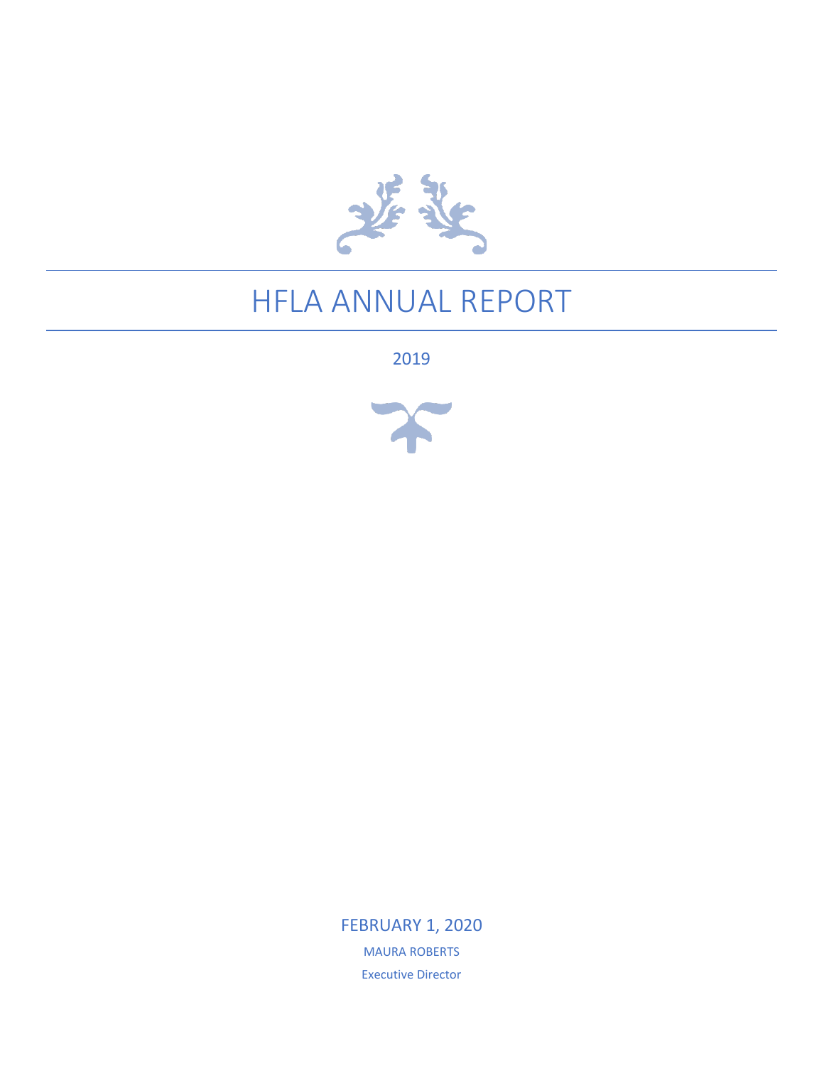# HFLA ANNUAL REPORT

2019

FEBRUARY 1, 2020

MAURA ROBERTS

Executive Director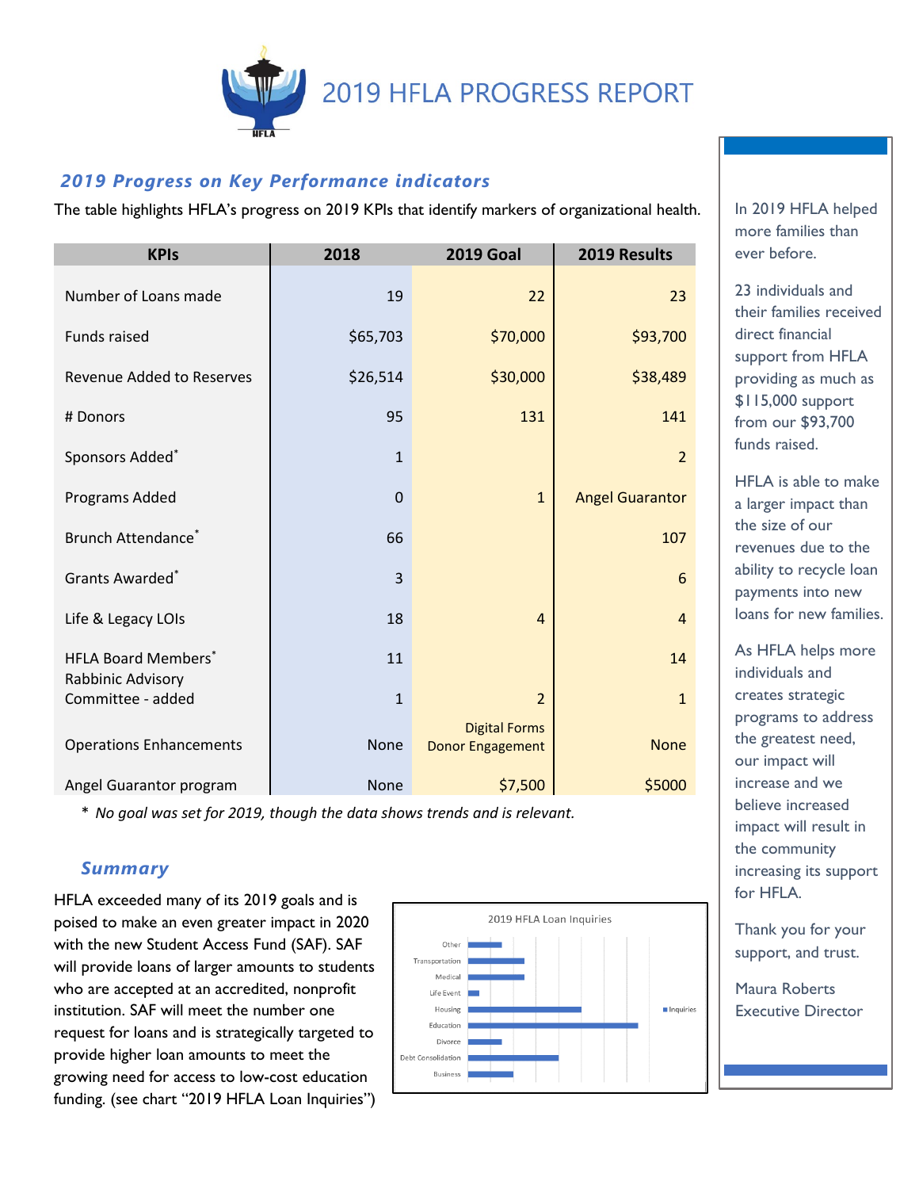# 2019 HFLA PROGRESS REPORT

## *2019 Progress on Key Performance indicators*

The table highlights HFLA's progress on 2019 KPIs that identify markers of organizational health.

| KPIs | 2018 | 2019 Goal | 2019 Results |
|---|---|---|---|
| Number of Loans made | 19 | 22 | 23 |
| Funds raised | $65,703 | $70,000 | $93,700 |
| Revenue Added to Reserves | $26,514 | $30,000 | $38,489 |
| # Donors | 95 | 131 | 141 |
| Sponsors Added* | 1 | | 2 |
| Programs Added | 0 | 1 | Angel Guarantor |
| Brunch Attendance* | 66 | | 107 |
| Grants Awarded* | 3 | | 6 |
| Life & Legacy LOIs | 18 | 4 | 4 |
| HFLA Board Members* | 11 | | 14 |
| Rabbinic Advisory Committee - added | 1 | 2 | 1 |
| Operations Enhancements | None | Digital Forms Donor Engagement | None |
| Angel Guarantor program | None | $7,500 | $5000 |

\* *No goal was set for 2019, though the data shows trends and is relevant.*

## *Summary*

HFLA exceeded many of its 2019 goals and is poised to make an even greater impact in 2020 with the new Student Access Fund (SAF). SAF will provide loans of larger amounts to students who are accepted at an accredited, nonprofit institution. SAF will meet the number one request for loans and is strategically targeted to provide higher loan amounts to meet the growing need for access to low-cost education funding. (see chart "2019 HFLA Loan Inquiries")

2019 HFLA Loan Inquiries

Other
Transportation
Medical
Life Event
Housing
Education
Divorce
Debt Consolidation
Business

Inquiries

In 2019 HFLA helped more families than ever before.

23 individuals and their families received direct financial support from HFLA providing as much as $115,000 support from our $93,700 funds raised.

HFLA is able to make a larger impact than the size of our revenues due to the ability to recycle loan payments into new loans for new families.

As HFLA helps more individuals and creates strategic programs to address the greatest need, our impact will increase and we believe increased impact will result in the community increasing its support for HFLA.

Thank you for your support, and trust.

Maura Roberts
Executive Director